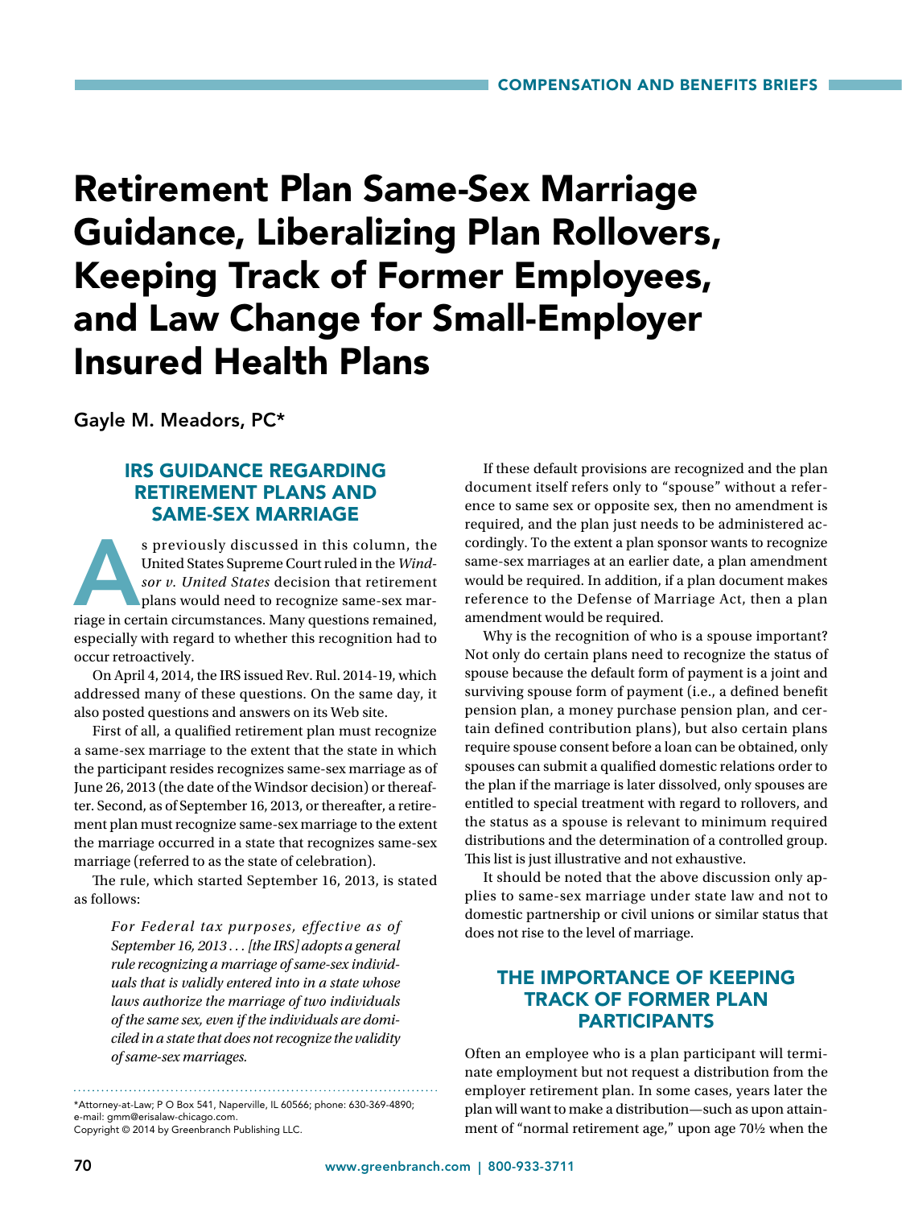# Retirement Plan Same-Sex Marriage Guidance, Liberalizing Plan Rollovers, Keeping Track of Former Employees, and Law Change for Small-Employer Insured Health Plans

Gayle M. Meadors, PC*

## IRS GUIDANCE REGARDING RETIREMENT PLANS AND SAME-SEX MARRIAGE

As previously discussed in this column, the United States Supreme Court ruled in the *Windsor v. United States* decision that retirement plans would need to recognize same-sex marriage in certain circumstances. Many questions remained, especially with regard to whether this recognition had to occur retroactively.

On April 4, 2014, the IRS issued Rev. Rul. 2014-19, which addressed many of these questions. On the same day, it also posted questions and answers on its Web site.

First of all, a qualified retirement plan must recognize a same-sex marriage to the extent that the state in which the participant resides recognizes same-sex marriage as of June 26, 2013 (the date of the Windsor decision) or thereafter. Second, as of September 16, 2013, or thereafter, a retirement plan must recognize same-sex marriage to the extent the marriage occurred in a state that recognizes same-sex marriage (referred to as the state of celebration).

The rule, which started September 16, 2013, is stated as follows:

> *For Federal tax purposes, effective as of September 16, 2013 . . . [the IRS] adopts a general rule recognizing a marriage of same-sex individuals that is validly entered into in a state whose laws authorize the marriage of two individuals of the same sex, even if the individuals are domiciled in a state that does not recognize the validity of same-sex marriages.*

If these default provisions are recognized and the plan document itself refers only to "spouse" without a reference to same sex or opposite sex, then no amendment is required, and the plan just needs to be administered accordingly. To the extent a plan sponsor wants to recognize same-sex marriages at an earlier date, a plan amendment would be required. In addition, if a plan document makes reference to the Defense of Marriage Act, then a plan amendment would be required.

Why is the recognition of who is a spouse important? Not only do certain plans need to recognize the status of spouse because the default form of payment is a joint and surviving spouse form of payment (i.e., a defined benefit pension plan, a money purchase pension plan, and certain defined contribution plans), but also certain plans require spouse consent before a loan can be obtained, only spouses can submit a qualified domestic relations order to the plan if the marriage is later dissolved, only spouses are entitled to special treatment with regard to rollovers, and the status as a spouse is relevant to minimum required distributions and the determination of a controlled group. This list is just illustrative and not exhaustive.

It should be noted that the above discussion only applies to same-sex marriage under state law and not to domestic partnership or civil unions or similar status that does not rise to the level of marriage.

## THE IMPORTANCE OF KEEPING TRACK OF FORMER PLAN PARTICIPANTS

Often an employee who is a plan participant will terminate employment but not request a distribution from the employer retirement plan. In some cases, years later the plan will want to make a distribution—such as upon attainment of "normal retirement age," upon age 70½ when the

*Attorney-at-Law; P O Box 541, Naperville, IL 60566; phone: 630-369-4890; e-mail: gmm@erisalaw-chicago.com.
Copyright © 2014 by Greenbranch Publishing LLC.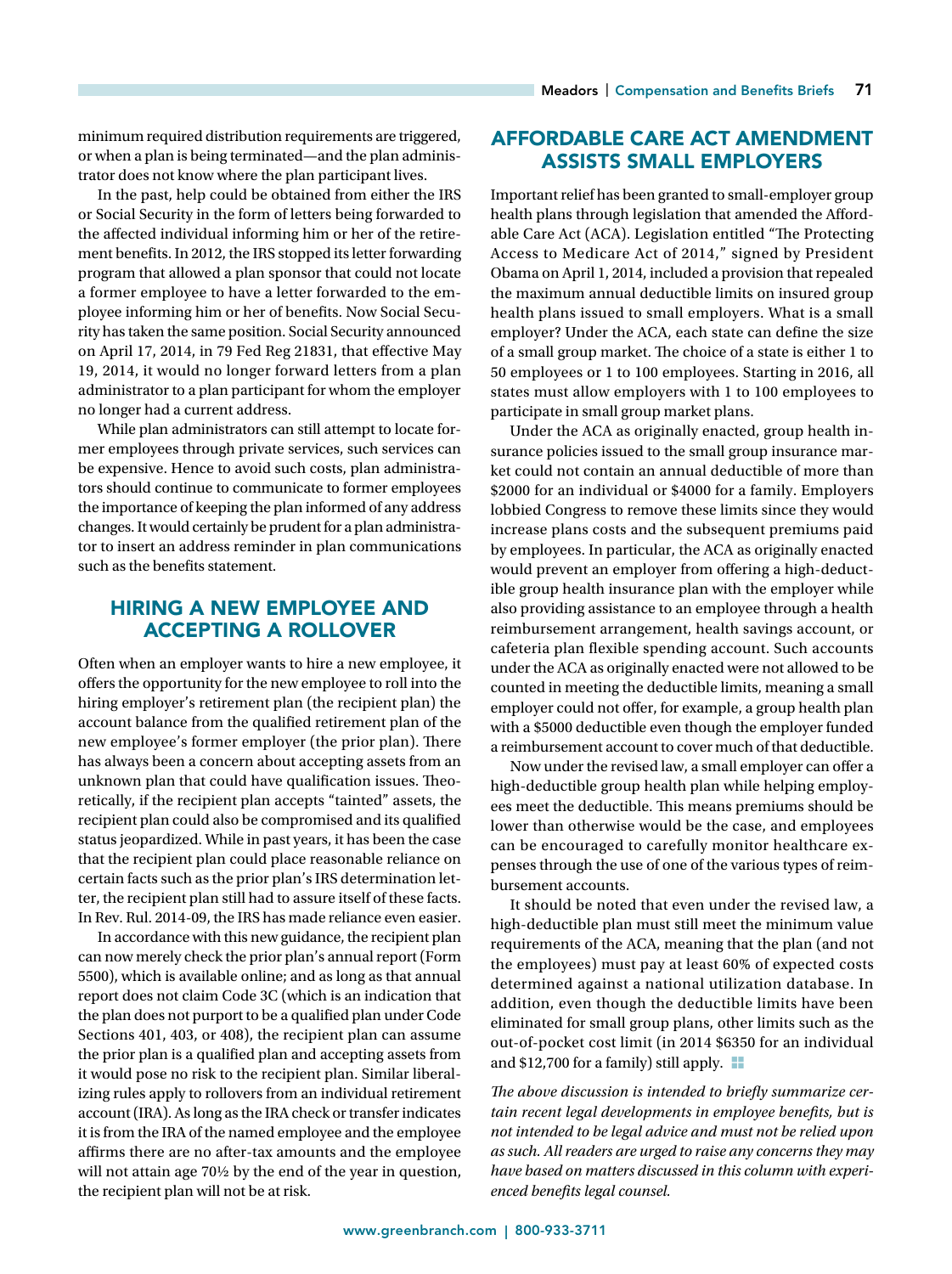minimum required distribution requirements are triggered, or when a plan is being terminated—and the plan administrator does not know where the plan participant lives.

In the past, help could be obtained from either the IRS or Social Security in the form of letters being forwarded to the affected individual informing him or her of the retirement benefits. In 2012, the IRS stopped its letter forwarding program that allowed a plan sponsor that could not locate a former employee to have a letter forwarded to the employee informing him or her of benefits. Now Social Security has taken the same position. Social Security announced on April 17, 2014, in 79 Fed Reg 21831, that effective May 19, 2014, it would no longer forward letters from a plan administrator to a plan participant for whom the employer no longer had a current address.

While plan administrators can still attempt to locate former employees through private services, such services can be expensive. Hence to avoid such costs, plan administrators should continue to communicate to former employees the importance of keeping the plan informed of any address changes. It would certainly be prudent for a plan administrator to insert an address reminder in plan communications such as the benefits statement.

## HIRING A NEW EMPLOYEE AND ACCEPTING A ROLLOVER

Often when an employer wants to hire a new employee, it offers the opportunity for the new employee to roll into the hiring employer's retirement plan (the recipient plan) the account balance from the qualified retirement plan of the new employee's former employer (the prior plan). There has always been a concern about accepting assets from an unknown plan that could have qualification issues. Theoretically, if the recipient plan accepts "tainted" assets, the recipient plan could also be compromised and its qualified status jeopardized. While in past years, it has been the case that the recipient plan could place reasonable reliance on certain facts such as the prior plan's IRS determination letter, the recipient plan still had to assure itself of these facts. In Rev. Rul. 2014-09, the IRS has made reliance even easier.

In accordance with this new guidance, the recipient plan can now merely check the prior plan's annual report (Form 5500), which is available online; and as long as that annual report does not claim Code 3C (which is an indication that the plan does not purport to be a qualified plan under Code Sections 401, 403, or 408), the recipient plan can assume the prior plan is a qualified plan and accepting assets from it would pose no risk to the recipient plan. Similar liberalizing rules apply to rollovers from an individual retirement account (IRA). As long as the IRA check or transfer indicates it is from the IRA of the named employee and the employee affirms there are no after-tax amounts and the employee will not attain age 70½ by the end of the year in question, the recipient plan will not be at risk.

## AFFORDABLE CARE ACT AMENDMENT ASSISTS SMALL EMPLOYERS

Important relief has been granted to small-employer group health plans through legislation that amended the Affordable Care Act (ACA). Legislation entitled "The Protecting Access to Medicare Act of 2014," signed by President Obama on April 1, 2014, included a provision that repealed the maximum annual deductible limits on insured group health plans issued to small employers. What is a small employer? Under the ACA, each state can define the size of a small group market. The choice of a state is either 1 to 50 employees or 1 to 100 employees. Starting in 2016, all states must allow employers with 1 to 100 employees to participate in small group market plans.

Under the ACA as originally enacted, group health insurance policies issued to the small group insurance market could not contain an annual deductible of more than \$2000 for an individual or \$4000 for a family. Employers lobbied Congress to remove these limits since they would increase plans costs and the subsequent premiums paid by employees. In particular, the ACA as originally enacted would prevent an employer from offering a high-deductible group health insurance plan with the employer while also providing assistance to an employee through a health reimbursement arrangement, health savings account, or cafeteria plan flexible spending account. Such accounts under the ACA as originally enacted were not allowed to be counted in meeting the deductible limits, meaning a small employer could not offer, for example, a group health plan with a \$5000 deductible even though the employer funded a reimbursement account to cover much of that deductible.

Now under the revised law, a small employer can offer a high-deductible group health plan while helping employees meet the deductible. This means premiums should be lower than otherwise would be the case, and employees can be encouraged to carefully monitor healthcare expenses through the use of one of the various types of reimbursement accounts.

It should be noted that even under the revised law, a high-deductible plan must still meet the minimum value requirements of the ACA, meaning that the plan (and not the employees) must pay at least 60% of expected costs determined against a national utilization database. In addition, even though the deductible limits have been eliminated for small group plans, other limits such as the out-of-pocket cost limit (in 2014 \$6350 for an individual and \$12,700 for a family) still apply.

*The above discussion is intended to briefly summarize certain recent legal developments in employee benefits, but is not intended to be legal advice and must not be relied upon as such. All readers are urged to raise any concerns they may have based on matters discussed in this column with experienced benefits legal counsel.*